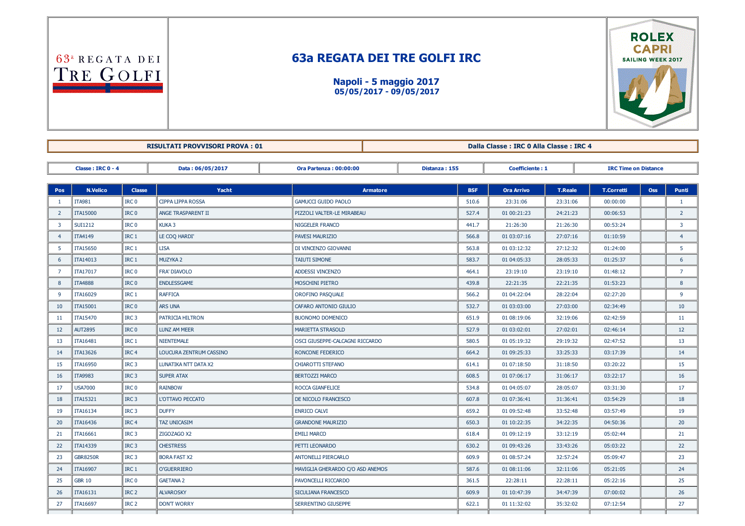63ª REGATA DEI TRE GOLFI

# 63a REGATA DEI TRE GOLFI IRC

**Napoli - 5 maggio 2017**
**05/05/2017 - 09/05/2017**

ROLEX CAPRI SAILING WEEK 2017

| RISULTATI PROVVISORI PROVA : 01 | Dalla Classe : IRC 0 Alla Classe : IRC 4 |
|---|---|

| Classe : IRC 0 - 4 | Data : 06/05/2017 | Ora Partenza : 00:00:00 | Distanza : 155 | Coefficiente : 1 | IRC Time on Distance |
|---|---|---|---|---|---|

| Pos | N.Velico | Classe | Yacht | Armatore | BSF | Ora Arrivo | T.Reale | T.Corretti | Oss | Punti |
|---|---|---|---|---|---|---|---|---|---|---|
| 1 | ITA981 | IRC 0 | CIPPA LIPPA ROSSA | GAMUCCI GUIDO PAOLO | 510.6 | 23:31:06 | 23:31:06 | 00:00:00 | | 1 |
| 2 | ITA15000 | IRC 0 | ANGE TRASPARENT II | PIZZOLI VALTER-LE MIRABEAU | 527.4 | 01 00:21:23 | 24:21:23 | 00:06:53 | | 2 |
| 3 | SUI1212 | IRC 0 | KUKA 3 | NIGGELER FRANCO | 441.7 | 21:26:30 | 21:26:30 | 00:53:24 | | 3 |
| 4 | ITA4149 | IRC 1 | LE COQ HARDI' | PAVESI MAURIZIO | 566.8 | 01 03:07:16 | 27:07:16 | 01:10:59 | | 4 |
| 5 | ITA15650 | IRC 1 | LISA | DI VINCENZO GIOVANNI | 563.8 | 01 03:12:32 | 27:12:32 | 01:24:00 | | 5 |
| 6 | ITA14013 | IRC 1 | MUZYKA 2 | TAIUTI SIMONE | 583.7 | 01 04:05:33 | 28:05:33 | 01:25:37 | | 6 |
| 7 | ITA17017 | IRC 0 | FRA' DIAVOLO | ADDESSI VINCENZO | 464.1 | 23:19:10 | 23:19:10 | 01:48:12 | | 7 |
| 8 | ITA4888 | IRC 0 | ENDLESSGAME | MOSCHINI PIETRO | 439.8 | 22:21:35 | 22:21:35 | 01:53:23 | | 8 |
| 9 | ITA16029 | IRC 1 | RAFFICA | OROFINO PASQUALE | 566.2 | 01 04:22:04 | 28:22:04 | 02:27:20 | | 9 |
| 10 | ITA15001 | IRC 0 | ARS UNA | CAFARO ANTONIO GIULIO | 532.7 | 01 03:03:00 | 27:03:00 | 02:34:49 | | 10 |
| 11 | ITA15470 | IRC 3 | PATRICIA HILTRON | BUONOMO DOMENICO | 651.9 | 01 08:19:06 | 32:19:06 | 02:42:59 | | 11 |
| 12 | AUT2895 | IRC 0 | LUNZ AM MEER | MARIETTA STRASOLD | 527.9 | 01 03:02:01 | 27:02:01 | 02:46:14 | | 12 |
| 13 | ITA16481 | IRC 1 | NIENTEMALE | OSCI GIUSEPPE-CALCAGNI RICCARDO | 580.5 | 01 05:19:32 | 29:19:32 | 02:47:52 | | 13 |
| 14 | ITA13626 | IRC 4 | LOUCURA ZENTRUM CASSINO | RONCONE FEDERICO | 664.2 | 01 09:25:33 | 33:25:33 | 03:17:39 | | 14 |
| 15 | ITA16950 | IRC 3 | LUNATIKA NTT DATA X2 | CHIAROTTI STEFANO | 614.1 | 01 07:18:50 | 31:18:50 | 03:20:22 | | 15 |
| 16 | ITA9983 | IRC 3 | SUPER ATAX | BERTOZZI MARCO | 608.5 | 01 07:06:17 | 31:06:17 | 03:22:17 | | 16 |
| 17 | USA7000 | IRC 0 | RAINBOW | ROCCA GIANFELICE | 534.8 | 01 04:05:07 | 28:05:07 | 03:31:30 | | 17 |
| 18 | ITA15321 | IRC 3 | L'OTTAVO PECCATO | DE NICOLO FRANCESCO | 607.8 | 01 07:36:41 | 31:36:41 | 03:54:29 | | 18 |
| 19 | ITA16134 | IRC 3 | DUFFY | ENRICO CALVI | 659.2 | 01 09:52:48 | 33:52:48 | 03:57:49 | | 19 |
| 20 | ITA16436 | IRC 4 | TAZ UNICASIM | GRANDONE MAURIZIO | 650.3 | 01 10:22:35 | 34:22:35 | 04:50:36 | | 20 |
| 21 | ITA16661 | IRC 3 | ZIGOZAGO X2 | EMILI MARCO | 618.4 | 01 09:12:19 | 33:12:19 | 05:02:44 | | 21 |
| 22 | ITA14339 | IRC 3 | CHESTRESS | PETTI LEONARDO | 630.2 | 01 09:43:26 | 33:43:26 | 05:03:22 | | 22 |
| 23 | GBR8250R | IRC 3 | BORA FAST X2 | ANTONELLI PIERCARLO | 609.9 | 01 08:57:24 | 32:57:24 | 05:09:47 | | 23 |
| 24 | ITA16907 | IRC 1 | O'GUERRIERO | MAVIGLIA GHERARDO C/O ASD ANEMOS | 587.6 | 01 08:11:06 | 32:11:06 | 05:21:05 | | 24 |
| 25 | GBR 10 | IRC 0 | GAETANA 2 | PAVONCELLI RICCARDO | 361.5 | 22:28:11 | 22:28:11 | 05:22:16 | | 25 |
| 26 | ITA16131 | IRC 2 | ALVAROSKY | SICULIANA FRANCESCO | 609.9 | 01 10:47:39 | 34:47:39 | 07:00:02 | | 26 |
| 27 | ITA16697 | IRC 2 | DON'T WORRY | SERRENTINO GIUSEPPE | 622.1 | 01 11:32:02 | 35:32:02 | 07:12:54 | | 27 |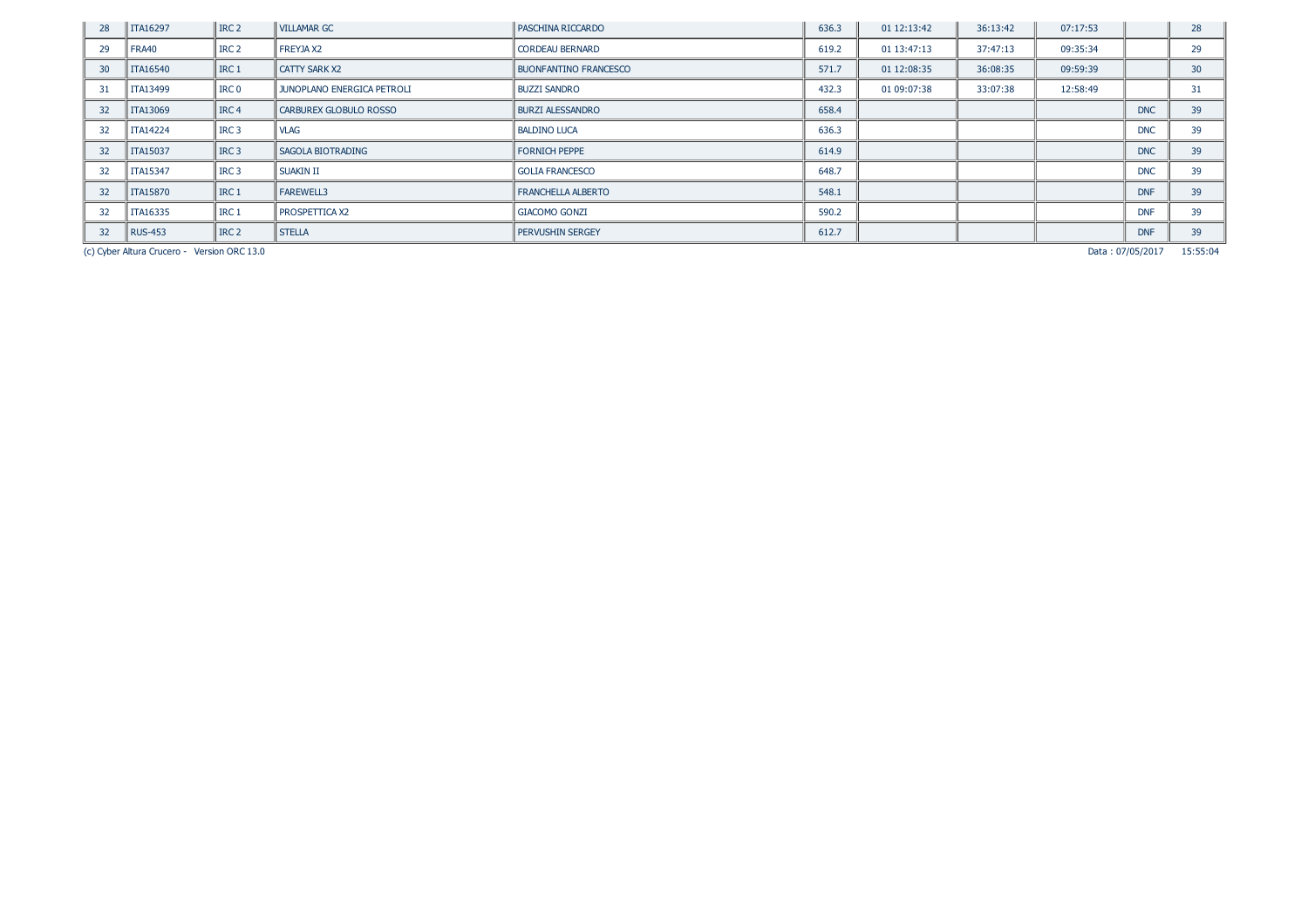| | | | | | | | | | | |
|---|---|---|---|---|---|---|---|---|---|---|
| 28 | ITA16297 | IRC 2 | VILLAMAR GC | PASCHINA RICCARDO | 636.3 | 01 12:13:42 | 36:13:42 | 07:17:53 | | 28 |
| 29 | FRA40 | IRC 2 | FREYJA X2 | CORDEAU BERNARD | 619.2 | 01 13:47:13 | 37:47:13 | 09:35:34 | | 29 |
| 30 | ITA16540 | IRC 1 | CATTY SARK X2 | BUONFANTINO FRANCESCO | 571.7 | 01 12:08:35 | 36:08:35 | 09:59:39 | | 30 |
| 31 | ITA13499 | IRC 0 | JUNOPLANO ENERGICA PETROLI | BUZZI SANDRO | 432.3 | 01 09:07:38 | 33:07:38 | 12:58:49 | | 31 |
| 32 | ITA13069 | IRC 4 | CARBUREX GLOBULO ROSSO | BURZI ALESSANDRO | 658.4 | | | | DNC | 39 |
| 32 | ITA14224 | IRC 3 | VLAG | BALDINO LUCA | 636.3 | | | | DNC | 39 |
| 32 | ITA15037 | IRC 3 | SAGOLA BIOTRADING | FORNICH PEPPE | 614.9 | | | | DNC | 39 |
| 32 | ITA15347 | IRC 3 | SUAKIN II | GOLIA FRANCESCO | 648.7 | | | | DNC | 39 |
| 32 | ITA15870 | IRC 1 | FAREWELL3 | FRANCHELLA ALBERTO | 548.1 | | | | DNF | 39 |
| 32 | ITA16335 | IRC 1 | PROSPETTICA X2 | GIACOMO GONZI | 590.2 | | | | DNF | 39 |
| 32 | RUS-453 | IRC 2 | STELLA | PERVUSHIN SERGEY | 612.7 | | | | DNF | 39 |

(c) Cyber Altura Crucero - Version ORC 13.0

Data : 07/05/2017 15:55:04